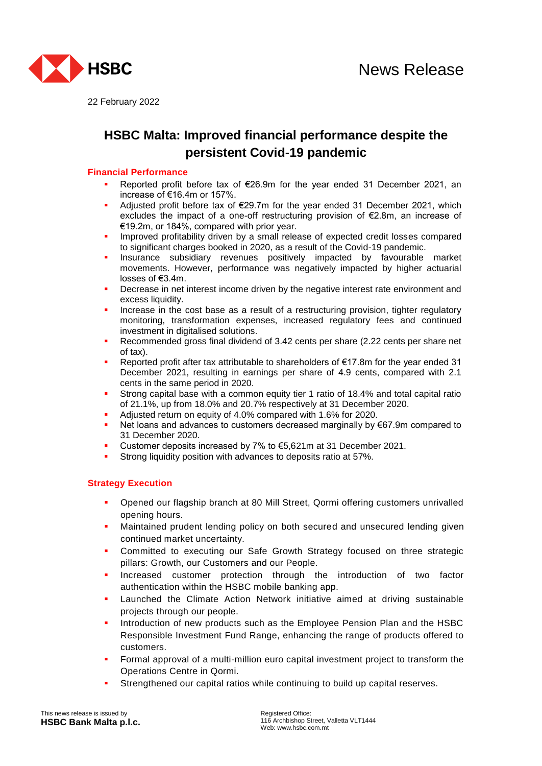News Release

22 February 2022

# HSBC Malta: Improved financial performance despite the persistent Covid-19 pandemic

## Financial Performance

- Reported profit before tax of €26.9m for the year ended 31 December 2021, an increase of €16.4m or 157%.
- Adjusted profit before tax of €29.7m for the year ended 31 December 2021, which excludes the impact of a one-off restructuring provision of €2.8m, an increase of €19.2m, or 184%, compared with prior year.
- Improved profitability driven by a small release of expected credit losses compared to significant charges booked in 2020, as a result of the Covid-19 pandemic.
- Insurance subsidiary revenues positively impacted by favourable market movements. However, performance was negatively impacted by higher actuarial losses of €3.4m.
- Decrease in net interest income driven by the negative interest rate environment and excess liquidity.
- Increase in the cost base as a result of a restructuring provision, tighter regulatory monitoring, transformation expenses, increased regulatory fees and continued investment in digitalised solutions.
- Recommended gross final dividend of 3.42 cents per share (2.22 cents per share net of tax).
- Reported profit after tax attributable to shareholders of €17.8m for the year ended 31 December 2021, resulting in earnings per share of 4.9 cents, compared with 2.1 cents in the same period in 2020.
- Strong capital base with a common equity tier 1 ratio of 18.4% and total capital ratio of 21.1%, up from 18.0% and 20.7% respectively at 31 December 2020.
- Adjusted return on equity of 4.0% compared with 1.6% for 2020.
- Net loans and advances to customers decreased marginally by €67.9m compared to 31 December 2020.
- Customer deposits increased by 7% to €5,621m at 31 December 2021.
- Strong liquidity position with advances to deposits ratio at 57%.

## Strategy Execution

- Opened our flagship branch at 80 Mill Street, Qormi offering customers unrivalled opening hours.
- Maintained prudent lending policy on both secured and unsecured lending given continued market uncertainty.
- Committed to executing our Safe Growth Strategy focused on three strategic pillars: Growth, our Customers and our People.
- Increased customer protection through the introduction of two factor authentication within the HSBC mobile banking app.
- Launched the Climate Action Network initiative aimed at driving sustainable projects through our people.
- Introduction of new products such as the Employee Pension Plan and the HSBC Responsible Investment Fund Range, enhancing the range of products offered to customers.
- Formal approval of a multi-million euro capital investment project to transform the Operations Centre in Qormi.
- Strengthened our capital ratios while continuing to build up capital reserves.

This news release is issued by
**HSBC Bank Malta p.l.c.**

Registered Office:
116 Archbishop Street, Valletta VLT1444
Web: www.hsbc.com.mt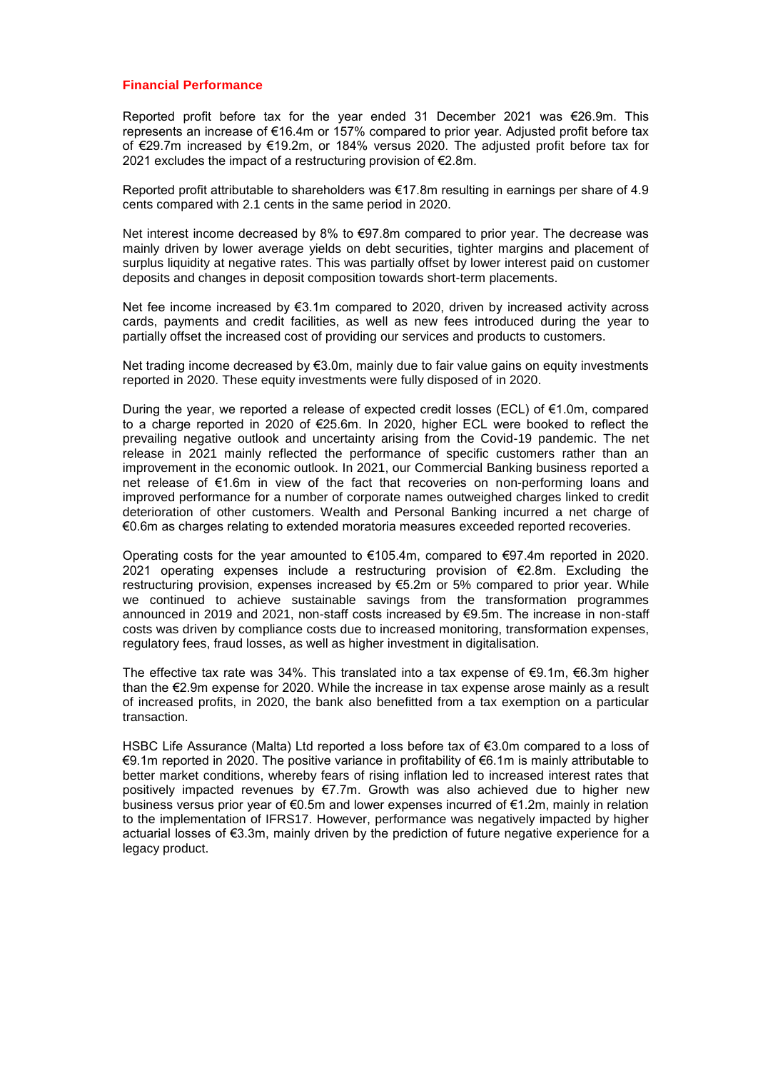## Financial Performance

Reported profit before tax for the year ended 31 December 2021 was €26.9m. This represents an increase of €16.4m or 157% compared to prior year. Adjusted profit before tax of €29.7m increased by €19.2m, or 184% versus 2020. The adjusted profit before tax for 2021 excludes the impact of a restructuring provision of €2.8m.

Reported profit attributable to shareholders was €17.8m resulting in earnings per share of 4.9 cents compared with 2.1 cents in the same period in 2020.

Net interest income decreased by 8% to €97.8m compared to prior year. The decrease was mainly driven by lower average yields on debt securities, tighter margins and placement of surplus liquidity at negative rates. This was partially offset by lower interest paid on customer deposits and changes in deposit composition towards short-term placements.

Net fee income increased by €3.1m compared to 2020, driven by increased activity across cards, payments and credit facilities, as well as new fees introduced during the year to partially offset the increased cost of providing our services and products to customers.

Net trading income decreased by €3.0m, mainly due to fair value gains on equity investments reported in 2020. These equity investments were fully disposed of in 2020.

During the year, we reported a release of expected credit losses (ECL) of €1.0m, compared to a charge reported in 2020 of €25.6m. In 2020, higher ECL were booked to reflect the prevailing negative outlook and uncertainty arising from the Covid-19 pandemic. The net release in 2021 mainly reflected the performance of specific customers rather than an improvement in the economic outlook. In 2021, our Commercial Banking business reported a net release of €1.6m in view of the fact that recoveries on non-performing loans and improved performance for a number of corporate names outweighed charges linked to credit deterioration of other customers. Wealth and Personal Banking incurred a net charge of €0.6m as charges relating to extended moratoria measures exceeded reported recoveries.

Operating costs for the year amounted to €105.4m, compared to €97.4m reported in 2020. 2021 operating expenses include a restructuring provision of €2.8m. Excluding the restructuring provision, expenses increased by €5.2m or 5% compared to prior year. While we continued to achieve sustainable savings from the transformation programmes announced in 2019 and 2021, non-staff costs increased by €9.5m. The increase in non-staff costs was driven by compliance costs due to increased monitoring, transformation expenses, regulatory fees, fraud losses, as well as higher investment in digitalisation.

The effective tax rate was 34%. This translated into a tax expense of €9.1m, €6.3m higher than the €2.9m expense for 2020. While the increase in tax expense arose mainly as a result of increased profits, in 2020, the bank also benefitted from a tax exemption on a particular transaction.

HSBC Life Assurance (Malta) Ltd reported a loss before tax of €3.0m compared to a loss of €9.1m reported in 2020. The positive variance in profitability of €6.1m is mainly attributable to better market conditions, whereby fears of rising inflation led to increased interest rates that positively impacted revenues by €7.7m. Growth was also achieved due to higher new business versus prior year of €0.5m and lower expenses incurred of €1.2m, mainly in relation to the implementation of IFRS17. However, performance was negatively impacted by higher actuarial losses of €3.3m, mainly driven by the prediction of future negative experience for a legacy product.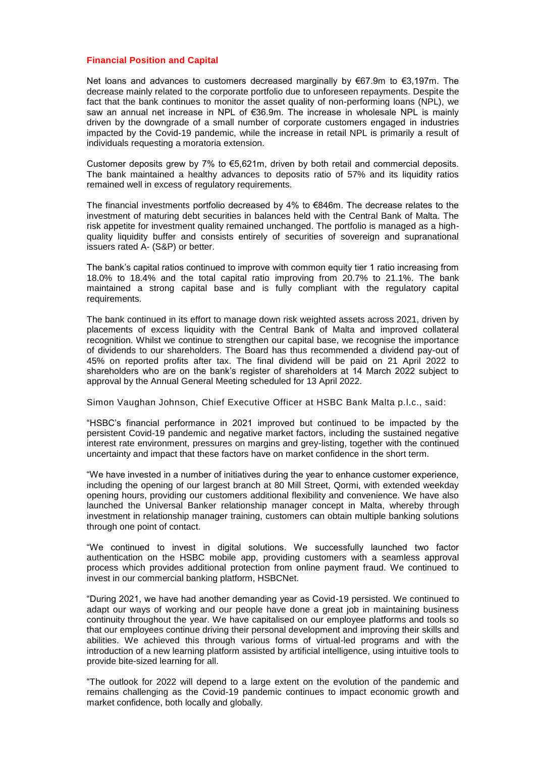## Financial Position and Capital

Net loans and advances to customers decreased marginally by €67.9m to €3,197m. The decrease mainly related to the corporate portfolio due to unforeseen repayments. Despite the fact that the bank continues to monitor the asset quality of non-performing loans (NPL), we saw an annual net increase in NPL of €36.9m. The increase in wholesale NPL is mainly driven by the downgrade of a small number of corporate customers engaged in industries impacted by the Covid-19 pandemic, while the increase in retail NPL is primarily a result of individuals requesting a moratoria extension.

Customer deposits grew by 7% to €5,621m, driven by both retail and commercial deposits. The bank maintained a healthy advances to deposits ratio of 57% and its liquidity ratios remained well in excess of regulatory requirements.

The financial investments portfolio decreased by 4% to €846m. The decrease relates to the investment of maturing debt securities in balances held with the Central Bank of Malta. The risk appetite for investment quality remained unchanged. The portfolio is managed as a high-quality liquidity buffer and consists entirely of securities of sovereign and supranational issuers rated A- (S&P) or better.

The bank's capital ratios continued to improve with common equity tier 1 ratio increasing from 18.0% to 18.4% and the total capital ratio improving from 20.7% to 21.1%. The bank maintained a strong capital base and is fully compliant with the regulatory capital requirements.

The bank continued in its effort to manage down risk weighted assets across 2021, driven by placements of excess liquidity with the Central Bank of Malta and improved collateral recognition. Whilst we continue to strengthen our capital base, we recognise the importance of dividends to our shareholders. The Board has thus recommended a dividend pay-out of 45% on reported profits after tax. The final dividend will be paid on 21 April 2022 to shareholders who are on the bank's register of shareholders at 14 March 2022 subject to approval by the Annual General Meeting scheduled for 13 April 2022.

Simon Vaughan Johnson, Chief Executive Officer at HSBC Bank Malta p.l.c., said:

"HSBC's financial performance in 2021 improved but continued to be impacted by the persistent Covid-19 pandemic and negative market factors, including the sustained negative interest rate environment, pressures on margins and grey-listing, together with the continued uncertainty and impact that these factors have on market confidence in the short term.

"We have invested in a number of initiatives during the year to enhance customer experience, including the opening of our largest branch at 80 Mill Street, Qormi, with extended weekday opening hours, providing our customers additional flexibility and convenience. We have also launched the Universal Banker relationship manager concept in Malta, whereby through investment in relationship manager training, customers can obtain multiple banking solutions through one point of contact.

"We continued to invest in digital solutions. We successfully launched two factor authentication on the HSBC mobile app, providing customers with a seamless approval process which provides additional protection from online payment fraud. We continued to invest in our commercial banking platform, HSBCNet.

"During 2021, we have had another demanding year as Covid-19 persisted. We continued to adapt our ways of working and our people have done a great job in maintaining business continuity throughout the year. We have capitalised on our employee platforms and tools so that our employees continue driving their personal development and improving their skills and abilities. We achieved this through various forms of virtual-led programs and with the introduction of a new learning platform assisted by artificial intelligence, using intuitive tools to provide bite-sized learning for all.

"The outlook for 2022 will depend to a large extent on the evolution of the pandemic and remains challenging as the Covid-19 pandemic continues to impact economic growth and market confidence, both locally and globally.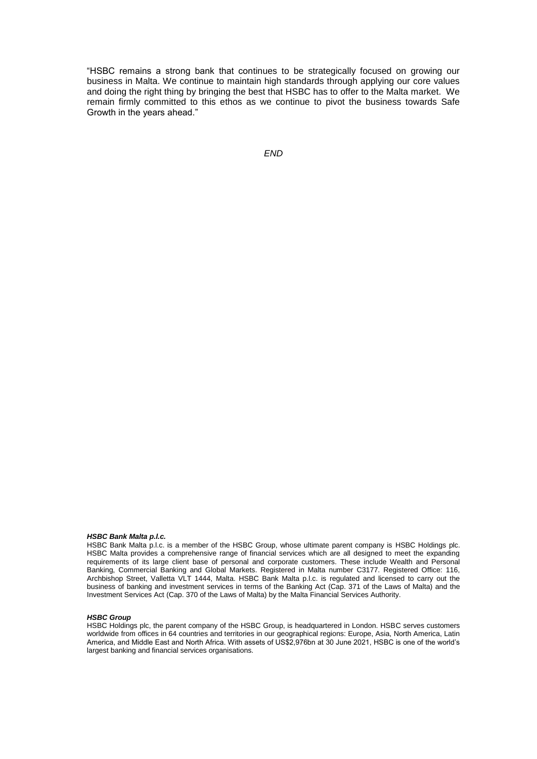"HSBC remains a strong bank that continues to be strategically focused on growing our business in Malta. We continue to maintain high standards through applying our core values and doing the right thing by bringing the best that HSBC has to offer to the Malta market. We remain firmly committed to this ethos as we continue to pivot the business towards Safe Growth in the years ahead."

*END*

***HSBC Bank Malta p.l.c.***

HSBC Bank Malta p.l.c. is a member of the HSBC Group, whose ultimate parent company is HSBC Holdings plc. HSBC Malta provides a comprehensive range of financial services which are all designed to meet the expanding requirements of its large client base of personal and corporate customers. These include Wealth and Personal Banking, Commercial Banking and Global Markets. Registered in Malta number C3177. Registered Office: 116, Archbishop Street, Valletta VLT 1444, Malta. HSBC Bank Malta p.l.c. is regulated and licensed to carry out the business of banking and investment services in terms of the Banking Act (Cap. 371 of the Laws of Malta) and the Investment Services Act (Cap. 370 of the Laws of Malta) by the Malta Financial Services Authority.

***HSBC Group***

HSBC Holdings plc, the parent company of the HSBC Group, is headquartered in London. HSBC serves customers worldwide from offices in 64 countries and territories in our geographical regions: Europe, Asia, North America, Latin America, and Middle East and North Africa. With assets of US$2,976bn at 30 June 2021, HSBC is one of the world's largest banking and financial services organisations.